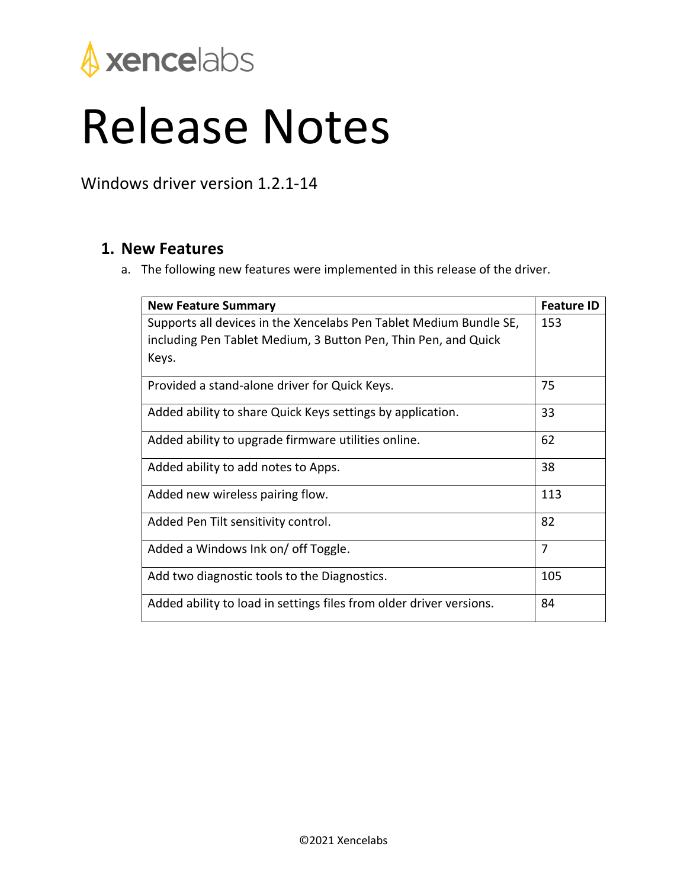xencelabs

# Release Notes

Windows driver version 1.2.1-14

## 1. New Features

a. The following new features were implemented in this release of the driver.

| New Feature Summary | Feature ID |
|---|---|
| Supports all devices in the Xencelabs Pen Tablet Medium Bundle SE, including Pen Tablet Medium, 3 Button Pen, Thin Pen, and Quick Keys. | 153 |
| Provided a stand-alone driver for Quick Keys. | 75 |
| Added ability to share Quick Keys settings by application. | 33 |
| Added ability to upgrade firmware utilities online. | 62 |
| Added ability to add notes to Apps. | 38 |
| Added new wireless pairing flow. | 113 |
| Added Pen Tilt sensitivity control. | 82 |
| Added a Windows Ink on/ off Toggle. | 7 |
| Add two diagnostic tools to the Diagnostics. | 105 |
| Added ability to load in settings files from older driver versions. | 84 |

©2021 Xencelabs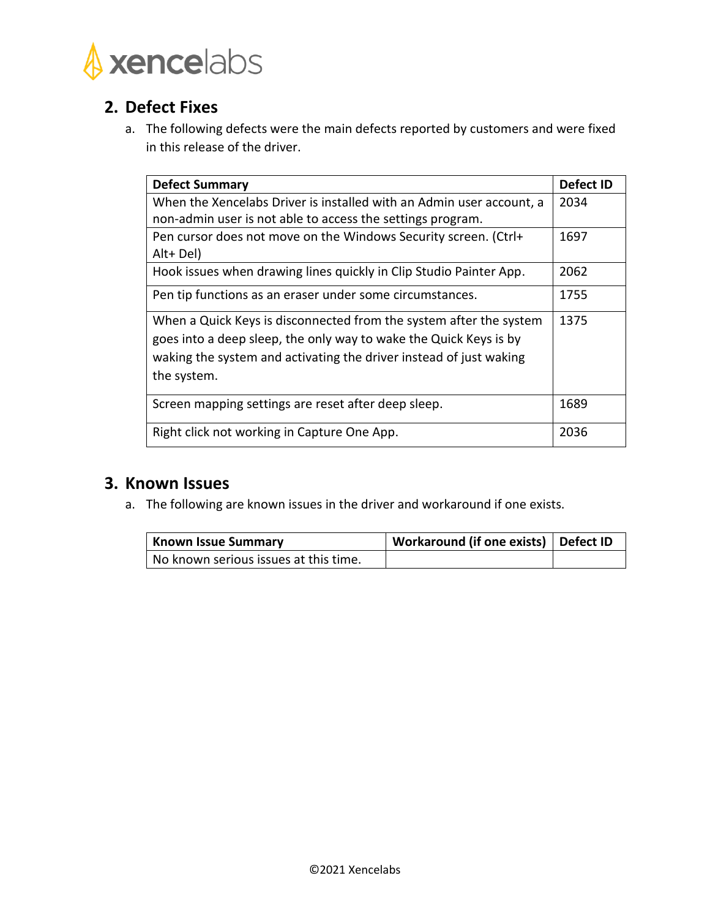## 2. Defect Fixes

a. The following defects were the main defects reported by customers and were fixed in this release of the driver.

| Defect Summary | Defect ID |
|---|---|
| When the Xencelabs Driver is installed with an Admin user account, a non-admin user is not able to access the settings program. | 2034 |
| Pen cursor does not move on the Windows Security screen. (Ctrl+ Alt+ Del) | 1697 |
| Hook issues when drawing lines quickly in Clip Studio Painter App. | 2062 |
| Pen tip functions as an eraser under some circumstances. | 1755 |
| When a Quick Keys is disconnected from the system after the system goes into a deep sleep, the only way to wake the Quick Keys is by waking the system and activating the driver instead of just waking the system. | 1375 |
| Screen mapping settings are reset after deep sleep. | 1689 |
| Right click not working in Capture One App. | 2036 |

## 3. Known Issues

a. The following are known issues in the driver and workaround if one exists.

| Known Issue Summary | Workaround (if one exists) | Defect ID |
|---|---|---|
| No known serious issues at this time. | | |

©2021 Xencelabs